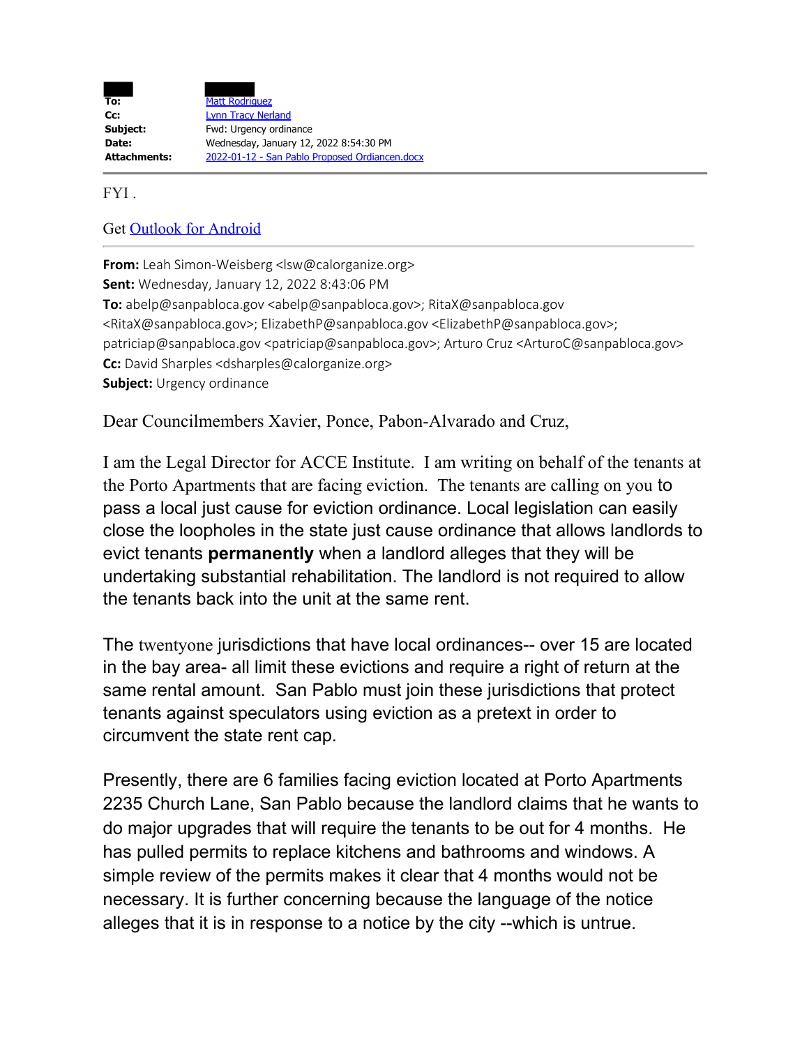| | |
|---|---|
| To: | Matt Rodriguez |
| Cc: | Lynn Tracy Nerland |
| Subject: | Fwd: Urgency ordinance |
| Date: | Wednesday, January 12, 2022 8:54:30 PM |
| Attachments: | 2022-01-12 - San Pablo Proposed Ordiancen.docx |

FYI .

Get Outlook for Android

---

**From:** Leah Simon-Weisberg <lsw@calorganize.org>
**Sent:** Wednesday, January 12, 2022 8:43:06 PM
**To:** abelp@sanpabloca.gov <abelp@sanpabloca.gov>; RitaX@sanpabloca.gov <RitaX@sanpabloca.gov>; ElizabethP@sanpabloca.gov <ElizabethP@sanpabloca.gov>; patriciap@sanpabloca.gov <patriciap@sanpabloca.gov>; Arturo Cruz <ArturoC@sanpabloca.gov>
**Cc:** David Sharples <dsharples@calorganize.org>
**Subject:** Urgency ordinance

Dear Councilmembers Xavier, Ponce, Pabon-Alvarado and Cruz,

I am the Legal Director for ACCE Institute. I am writing on behalf of the tenants at the Porto Apartments that are facing eviction. The tenants are calling on you to pass a local just cause for eviction ordinance. Local legislation can easily close the loopholes in the state just cause ordinance that allows landlords to evict tenants **permanently** when a landlord alleges that they will be undertaking substantial rehabilitation. The landlord is not required to allow the tenants back into the unit at the same rent.

The twentyone jurisdictions that have local ordinances-- over 15 are located in the bay area- all limit these evictions and require a right of return at the same rental amount. San Pablo must join these jurisdictions that protect tenants against speculators using eviction as a pretext in order to circumvent the state rent cap.

Presently, there are 6 families facing eviction located at Porto Apartments 2235 Church Lane, San Pablo because the landlord claims that he wants to do major upgrades that will require the tenants to be out for 4 months. He has pulled permits to replace kitchens and bathrooms and windows. A simple review of the permits makes it clear that 4 months would not be necessary. It is further concerning because the language of the notice alleges that it is in response to a notice by the city --which is untrue.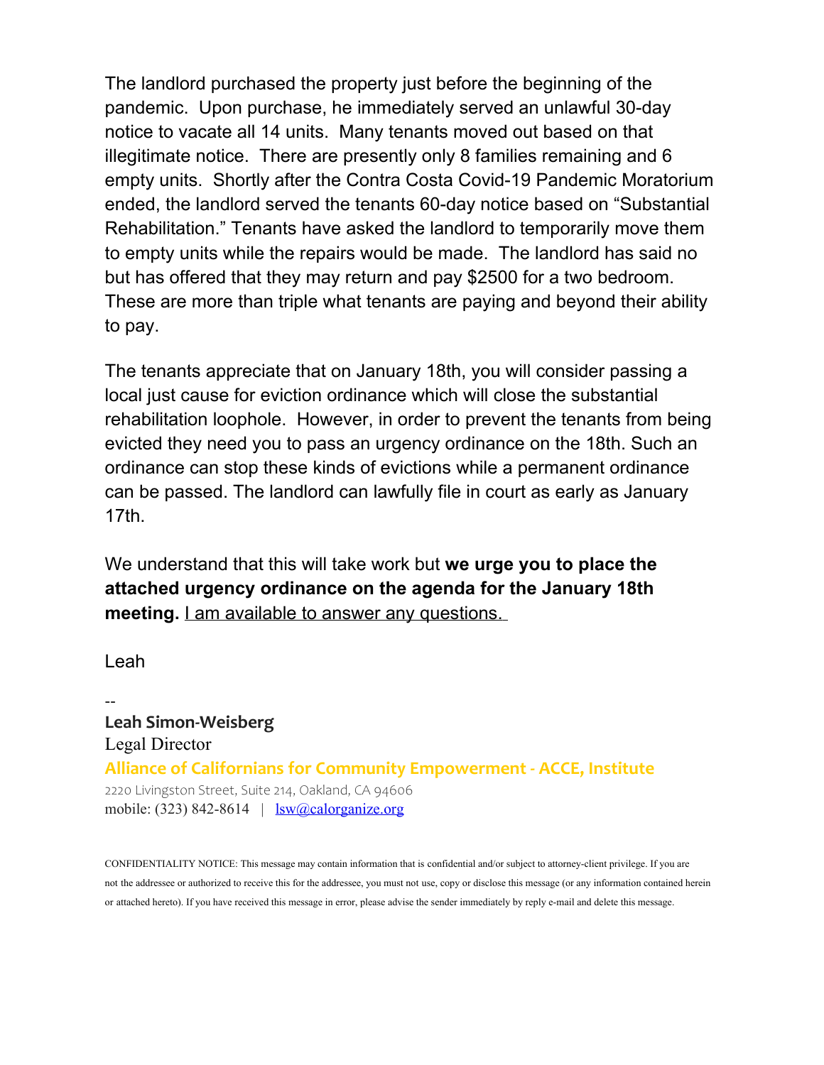The landlord purchased the property just before the beginning of the pandemic. Upon purchase, he immediately served an unlawful 30-day notice to vacate all 14 units. Many tenants moved out based on that illegitimate notice. There are presently only 8 families remaining and 6 empty units. Shortly after the Contra Costa Covid-19 Pandemic Moratorium ended, the landlord served the tenants 60-day notice based on "Substantial Rehabilitation." Tenants have asked the landlord to temporarily move them to empty units while the repairs would be made. The landlord has said no but has offered that they may return and pay $2500 for a two bedroom. These are more than triple what tenants are paying and beyond their ability to pay.

The tenants appreciate that on January 18th, you will consider passing a local just cause for eviction ordinance which will close the substantial rehabilitation loophole. However, in order to prevent the tenants from being evicted they need you to pass an urgency ordinance on the 18th. Such an ordinance can stop these kinds of evictions while a permanent ordinance can be passed. The landlord can lawfully file in court as early as January 17th.

We understand that this will take work but **we urge you to place the attached urgency ordinance on the agenda for the January 18th meeting.** I am available to answer any questions.

Leah

--

**Leah Simon-Weisberg**
Legal Director
**Alliance of Californians for Community Empowerment - ACCE, Institute**
2220 Livingston Street, Suite 214, Oakland, CA 94606
mobile: (323) 842-8614 | lsw@calorganize.org

CONFIDENTIALITY NOTICE: This message may contain information that is confidential and/or subject to attorney-client privilege. If you are not the addressee or authorized to receive this for the addressee, you must not use, copy or disclose this message (or any information contained herein or attached hereto). If you have received this message in error, please advise the sender immediately by reply e-mail and delete this message.